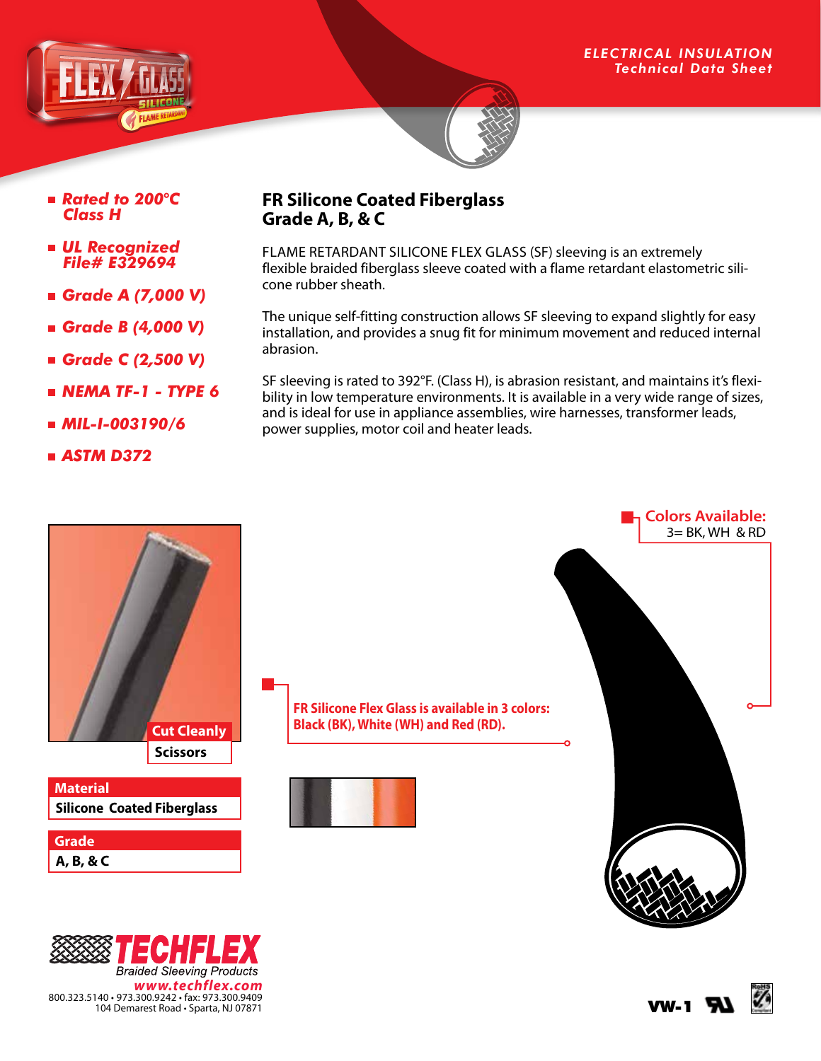ELECTRICAL INSULATION
Technical Data Sheet

- ***Rated to 200°C Class H***
- ***UL Recognized File# E329694***
- ***Grade A (7,000 V)***
- ***Grade B (4,000 V)***
- ***Grade C (2,500 V)***
- ***NEMA TF-1 - TYPE 6***
- ***MIL-I-003190/6***
- ***ASTM D372***

## FR Silicone Coated Fiberglass
## Grade A, B, & C

FLAME RETARDANT SILICONE FLEX GLASS (SF) sleeving is an extremely flexible braided fiberglass sleeve coated with a flame retardant elastometric silicone rubber sheath.

The unique self-fitting construction allows SF sleeving to expand slightly for easy installation, and provides a snug fit for minimum movement and reduced internal abrasion.

SF sleeving is rated to 392°F. (Class H), is abrasion resistant, and maintains it's flexibility in low temperature environments. It is available in a very wide range of sizes, and is ideal for use in appliance assemblies, wire harnesses, transformer leads, power supplies, motor coil and heater leads.

**Colors Available:**
3= BK, WH & RD

**FR Silicone Flex Glass is available in 3 colors: Black (BK), White (WH) and Red (RD).**

**Cut Cleanly**
**Scissors**

| Material |
| --- |
| Silicone Coated Fiberglass |

| Grade |
| --- |
| A, B, & C |

TECHFLEX
Braided Sleeving Products
www.techflex.com
800.323.5140 • 973.300.9242 • fax: 973.300.9409
104 Demarest Road • Sparta, NJ 07871

VW-1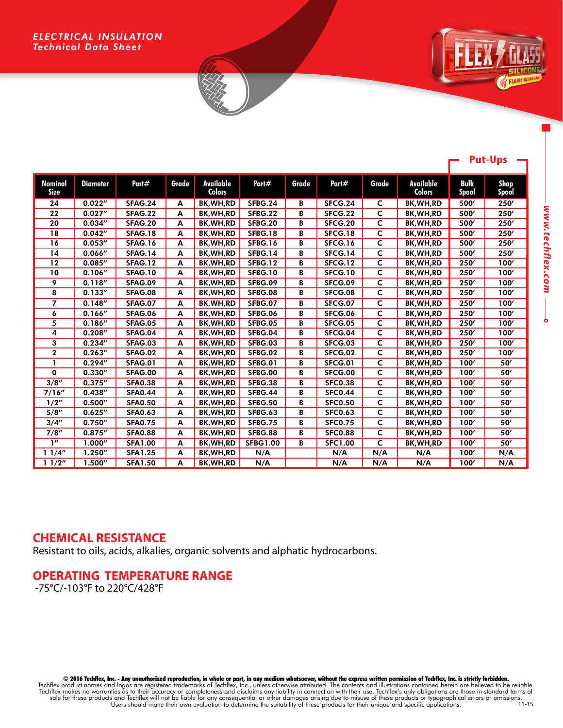ELECTRICAL INSULATION
Technical Data Sheet

| | | | | | | | | | | Put-Ups | |
|---|---|---|---|---|---|---|---|---|---|---|---|
| Nominal Size | Diameter | Part# | Grade | Available Colors | Part# | Grade | Part# | Grade | Available Colors | Bulk Spool | Shop Spool |
| 24 | 0.022″ | SFAG.24 | A | BK,WH,RD | SFBG.24 | B | SFCG.24 | C | BK,WH,RD | 500′ | 250′ |
| 22 | 0.027″ | SFAG.22 | A | BK,WH,RD | SFBG.22 | B | SFCG.22 | C | BK,WH,RD | 500′ | 250′ |
| 20 | 0.034″ | SFAG.20 | A | BK,WH,RD | SFBG.20 | B | SFCG.20 | C | BK,WH,RD | 500′ | 250′ |
| 18 | 0.042″ | SFAG.18 | A | BK,WH,RD | SFBG.18 | B | SFCG.18 | C | BK,WH,RD | 500′ | 250′ |
| 16 | 0.053″ | SFAG.16 | A | BK,WH,RD | SFBG.16 | B | SFCG.16 | C | BK,WH,RD | 500′ | 250′ |
| 14 | 0.066″ | SFAG.14 | A | BK,WH,RD | SFBG.14 | B | SFCG.14 | C | BK,WH,RD | 500′ | 250′ |
| 12 | 0.085″ | SFAG.12 | A | BK,WH,RD | SFBG.12 | B | SFCG.12 | C | BK,WH,RD | 250′ | 100′ |
| 10 | 0.106″ | SFAG.10 | A | BK,WH,RD | SFBG.10 | B | SFCG.10 | C | BK,WH,RD | 250′ | 100′ |
| 9 | 0.118″ | SFAG.09 | A | BK,WH,RD | SFBG.09 | B | SFCG.09 | C | BK,WH,RD | 250′ | 100′ |
| 8 | 0.133″ | SFAG.08 | A | BK,WH,RD | SFBG.08 | B | SFCG.08 | C | BK,WH,RD | 250′ | 100′ |
| 7 | 0.148″ | SFAG.07 | A | BK,WH,RD | SFBG.07 | B | SFCG.07 | C | BK,WH,RD | 250′ | 100′ |
| 6 | 0.166″ | SFAG.06 | A | BK,WH,RD | SFBG.06 | B | SFCG.06 | C | BK,WH,RD | 250′ | 100′ |
| 5 | 0.186″ | SFAG.05 | A | BK,WH,RD | SFBG.05 | B | SFCG.05 | C | BK,WH,RD | 250′ | 100′ |
| 4 | 0.208″ | SFAG.04 | A | BK,WH,RD | SFBG.04 | B | SFCG.04 | C | BK,WH,RD | 250′ | 100′ |
| 3 | 0.234″ | SFAG.03 | A | BK,WH,RD | SFBG.03 | B | SFCG.03 | C | BK,WH,RD | 250′ | 100′ |
| 2 | 0.263″ | SFAG.02 | A | BK,WH,RD | SFBG.02 | B | SFCG.02 | C | BK,WH,RD | 250′ | 100′ |
| 1 | 0.294″ | SFAG.01 | A | BK,WH,RD | SFBG.01 | B | SFCG.01 | C | BK,WH,RD | 100′ | 50′ |
| 0 | 0.330″ | SFAG.00 | A | BK,WH,RD | SFBG.00 | B | SFCG.00 | C | BK,WH,RD | 100′ | 50′ |
| 3/8″ | 0.375″ | SFA0.38 | A | BK,WH,RD | SFBG.38 | B | SFC0.38 | C | BK,WH,RD | 100′ | 50′ |
| 7/16″ | 0.438″ | SFA0.44 | A | BK,WH,RD | SFBG.44 | B | SFC0.44 | C | BK,WH,RD | 100′ | 50′ |
| 1/2″ | 0.500″ | SFA0.50 | A | BK,WH,RD | SFBG.50 | B | SFC0.50 | C | BK,WH,RD | 100′ | 50′ |
| 5/8″ | 0.625″ | SFA0.63 | A | BK,WH,RD | SFBG.63 | B | SFC0.63 | C | BK,WH,RD | 100′ | 50′ |
| 3/4″ | 0.750″ | SFA0.75 | A | BK,WH,RD | SFBG.75 | B | SFC0.75 | C | BK,WH,RD | 100′ | 50′ |
| 7/8″ | 0.875″ | SFA0.88 | A | BK,WH,RD | SFBG.88 | B | SFC0.88 | C | BK,WH,RD | 100′ | 50′ |
| 1″ | 1.000″ | SFA1.00 | A | BK,WH,RD | SFBG1.00 | B | SFC1.00 | C | BK,WH,RD | 100′ | 50′ |
| 1 1/4″ | 1.250″ | SFA1.25 | A | BK,WH,RD | N/A | | N/A | N/A | N/A | 100′ | N/A |
| 1 1/2″ | 1.500″ | SFA1.50 | A | BK,WH,RD | N/A | | N/A | N/A | N/A | 100′ | N/A |

## CHEMICAL RESISTANCE

Resistant to oils, acids, alkalies, organic solvents and alphatic hydrocarbons.

## OPERATING TEMPERATURE RANGE

-75°C/-103°F to 220°C/428°F

**© 2016 Techflex, Inc. - Any unauthorized reproduction, in whole or part, in any medium whatsoever, without the express written permission of Techflex, Inc. is strictly forbidden.**
Techflex product names and logos are registered trademarks of Techflex, Inc., unless otherwise attributed. The contents and illustrations contained herein are believed to be reliable. Techflex makes no warranties as to their accuracy or completeness and disclaims any liability in connection with their use. Techflex's only obligations are those in standard terms of sale for these products and Techflex will not be liable for any consequential or other damages arising due to misuse of these products or typographical errors or omissions. Users should make their own evaluation to determine the suitability of these products for their unique and specific applications.